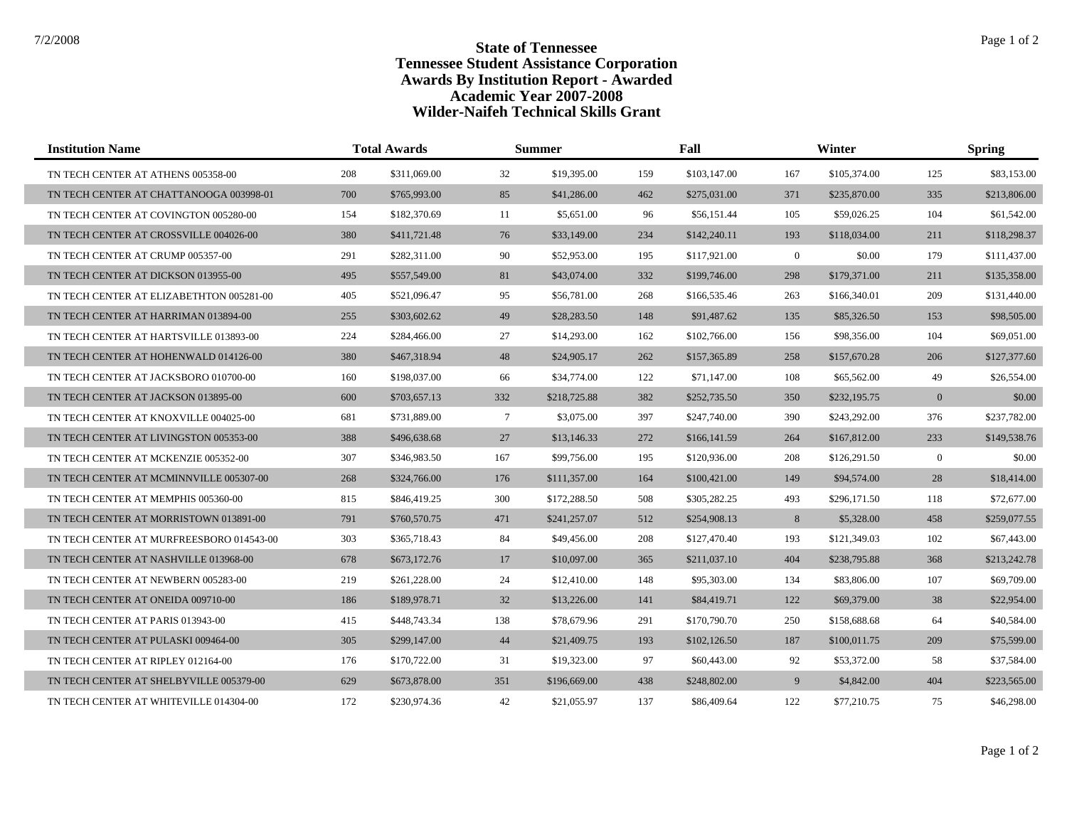# State of Tennessee
# Tennessee Student Assistance Corporation
# Awards By Institution Report - Awarded
# Academic Year 2007-2008
# Wilder-Naifeh Technical Skills Grant

| Institution Name | Total Awards | | Summer | | Fall | | Winter | | Spring | |
|---|---|---|---|---|---|---|---|---|---|---|
| TN TECH CENTER AT ATHENS 005358-00 | 208 | $311,069.00 | 32 | $19,395.00 | 159 | $103,147.00 | 167 | $105,374.00 | 125 | $83,153.00 |
| TN TECH CENTER AT CHATTANOOGA 003998-01 | 700 | $765,993.00 | 85 | $41,286.00 | 462 | $275,031.00 | 371 | $235,870.00 | 335 | $213,806.00 |
| TN TECH CENTER AT COVINGTON 005280-00 | 154 | $182,370.69 | 11 | $5,651.00 | 96 | $56,151.44 | 105 | $59,026.25 | 104 | $61,542.00 |
| TN TECH CENTER AT CROSSVILLE 004026-00 | 380 | $411,721.48 | 76 | $33,149.00 | 234 | $142,240.11 | 193 | $118,034.00 | 211 | $118,298.37 |
| TN TECH CENTER AT CRUMP 005357-00 | 291 | $282,311.00 | 90 | $52,953.00 | 195 | $117,921.00 | 0 | $0.00 | 179 | $111,437.00 |
| TN TECH CENTER AT DICKSON 013955-00 | 495 | $557,549.00 | 81 | $43,074.00 | 332 | $199,746.00 | 298 | $179,371.00 | 211 | $135,358.00 |
| TN TECH CENTER AT ELIZABETHTON 005281-00 | 405 | $521,096.47 | 95 | $56,781.00 | 268 | $166,535.46 | 263 | $166,340.01 | 209 | $131,440.00 |
| TN TECH CENTER AT HARRIMAN 013894-00 | 255 | $303,602.62 | 49 | $28,283.50 | 148 | $91,487.62 | 135 | $85,326.50 | 153 | $98,505.00 |
| TN TECH CENTER AT HARTSVILLE 013893-00 | 224 | $284,466.00 | 27 | $14,293.00 | 162 | $102,766.00 | 156 | $98,356.00 | 104 | $69,051.00 |
| TN TECH CENTER AT HOHENWALD 014126-00 | 380 | $467,318.94 | 48 | $24,905.17 | 262 | $157,365.89 | 258 | $157,670.28 | 206 | $127,377.60 |
| TN TECH CENTER AT JACKSBORO 010700-00 | 160 | $198,037.00 | 66 | $34,774.00 | 122 | $71,147.00 | 108 | $65,562.00 | 49 | $26,554.00 |
| TN TECH CENTER AT JACKSON 013895-00 | 600 | $703,657.13 | 332 | $218,725.88 | 382 | $252,735.50 | 350 | $232,195.75 | 0 | $0.00 |
| TN TECH CENTER AT KNOXVILLE 004025-00 | 681 | $731,889.00 | 7 | $3,075.00 | 397 | $247,740.00 | 390 | $243,292.00 | 376 | $237,782.00 |
| TN TECH CENTER AT LIVINGSTON 005353-00 | 388 | $496,638.68 | 27 | $13,146.33 | 272 | $166,141.59 | 264 | $167,812.00 | 233 | $149,538.76 |
| TN TECH CENTER AT MCKENZIE 005352-00 | 307 | $346,983.50 | 167 | $99,756.00 | 195 | $120,936.00 | 208 | $126,291.50 | 0 | $0.00 |
| TN TECH CENTER AT MCMINNVILLE 005307-00 | 268 | $324,766.00 | 176 | $111,357.00 | 164 | $100,421.00 | 149 | $94,574.00 | 28 | $18,414.00 |
| TN TECH CENTER AT MEMPHIS 005360-00 | 815 | $846,419.25 | 300 | $172,288.50 | 508 | $305,282.25 | 493 | $296,171.50 | 118 | $72,677.00 |
| TN TECH CENTER AT MORRISTOWN 013891-00 | 791 | $760,570.75 | 471 | $241,257.07 | 512 | $254,908.13 | 8 | $5,328.00 | 458 | $259,077.55 |
| TN TECH CENTER AT MURFREESBORO 014543-00 | 303 | $365,718.43 | 84 | $49,456.00 | 208 | $127,470.40 | 193 | $121,349.03 | 102 | $67,443.00 |
| TN TECH CENTER AT NASHVILLE 013968-00 | 678 | $673,172.76 | 17 | $10,097.00 | 365 | $211,037.10 | 404 | $238,795.88 | 368 | $213,242.78 |
| TN TECH CENTER AT NEWBERN 005283-00 | 219 | $261,228.00 | 24 | $12,410.00 | 148 | $95,303.00 | 134 | $83,806.00 | 107 | $69,709.00 |
| TN TECH CENTER AT ONEIDA 009710-00 | 186 | $189,978.71 | 32 | $13,226.00 | 141 | $84,419.71 | 122 | $69,379.00 | 38 | $22,954.00 |
| TN TECH CENTER AT PARIS 013943-00 | 415 | $448,743.34 | 138 | $78,679.96 | 291 | $170,790.70 | 250 | $158,688.68 | 64 | $40,584.00 |
| TN TECH CENTER AT PULASKI 009464-00 | 305 | $299,147.00 | 44 | $21,409.75 | 193 | $102,126.50 | 187 | $100,011.75 | 209 | $75,599.00 |
| TN TECH CENTER AT RIPLEY 012164-00 | 176 | $170,722.00 | 31 | $19,323.00 | 97 | $60,443.00 | 92 | $53,372.00 | 58 | $37,584.00 |
| TN TECH CENTER AT SHELBYVILLE 005379-00 | 629 | $673,878.00 | 351 | $196,669.00 | 438 | $248,802.00 | 9 | $4,842.00 | 404 | $223,565.00 |
| TN TECH CENTER AT WHITEVILLE 014304-00 | 172 | $230,974.36 | 42 | $21,055.97 | 137 | $86,409.64 | 122 | $77,210.75 | 75 | $46,298.00 |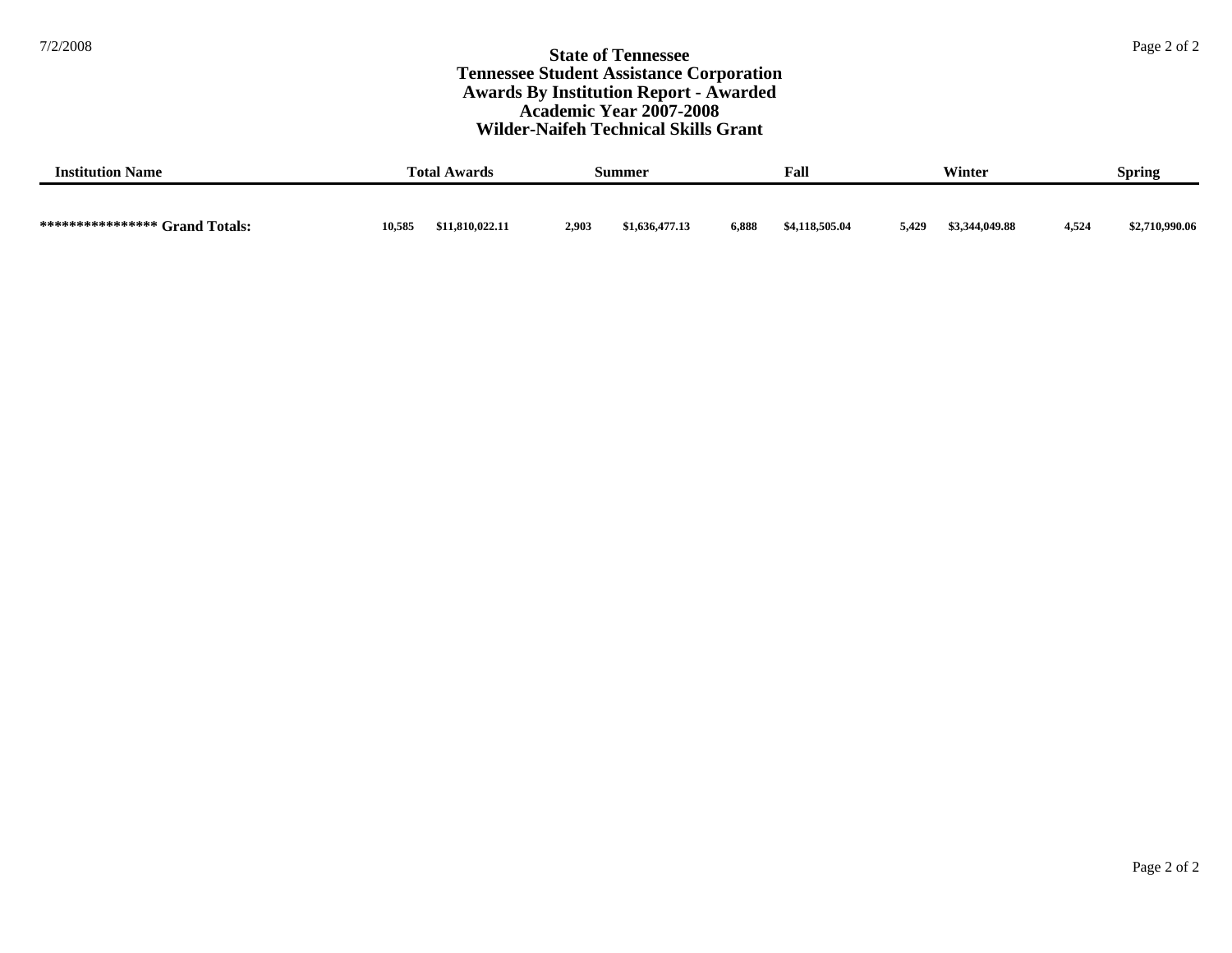# State of Tennessee
# Tennessee Student Assistance Corporation
# Awards By Institution Report - Awarded
# Academic Year 2007-2008
# Wilder-Naifeh Technical Skills Grant

| Institution Name | Total Awards | | Summer | | Fall | | Winter | | Spring | |
|---|---|---|---|---|---|---|---|---|---|---|
| **\*\*\*\*\*\*\*\*\*\*\*\*\*\*\*\* Grand Totals:** | **10,585** | **$11,810,022.11** | **2,903** | **$1,636,477.13** | **6,888** | **$4,118,505.04** | **5,429** | **$3,344,049.88** | **4,524** | **$2,710,990.06** |